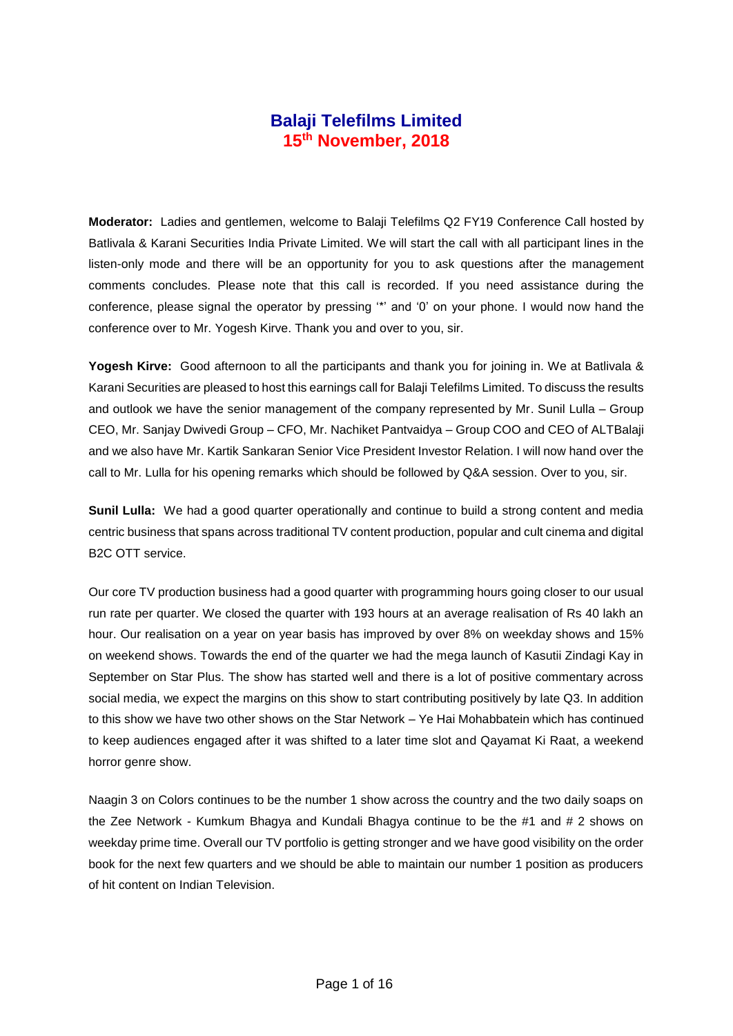# Balaji Telefilms Limited
## 15th November, 2018

**Moderator:** Ladies and gentlemen, welcome to Balaji Telefilms Q2 FY19 Conference Call hosted by Batlivala & Karani Securities India Private Limited. We will start the call with all participant lines in the listen-only mode and there will be an opportunity for you to ask questions after the management comments concludes. Please note that this call is recorded. If you need assistance during the conference, please signal the operator by pressing '*' and '0' on your phone. I would now hand the conference over to Mr. Yogesh Kirve. Thank you and over to you, sir.

**Yogesh Kirve:** Good afternoon to all the participants and thank you for joining in. We at Batlivala & Karani Securities are pleased to host this earnings call for Balaji Telefilms Limited. To discuss the results and outlook we have the senior management of the company represented by Mr. Sunil Lulla – Group CEO, Mr. Sanjay Dwivedi Group – CFO, Mr. Nachiket Pantvaidya – Group COO and CEO of ALTBalaji and we also have Mr. Kartik Sankaran Senior Vice President Investor Relation. I will now hand over the call to Mr. Lulla for his opening remarks which should be followed by Q&A session. Over to you, sir.

**Sunil Lulla:** We had a good quarter operationally and continue to build a strong content and media centric business that spans across traditional TV content production, popular and cult cinema and digital B2C OTT service.

Our core TV production business had a good quarter with programming hours going closer to our usual run rate per quarter. We closed the quarter with 193 hours at an average realisation of Rs 40 lakh an hour. Our realisation on a year on year basis has improved by over 8% on weekday shows and 15% on weekend shows. Towards the end of the quarter we had the mega launch of Kasutii Zindagi Kay in September on Star Plus. The show has started well and there is a lot of positive commentary across social media, we expect the margins on this show to start contributing positively by late Q3. In addition to this show we have two other shows on the Star Network – Ye Hai Mohabbatein which has continued to keep audiences engaged after it was shifted to a later time slot and Qayamat Ki Raat, a weekend horror genre show.

Naagin 3 on Colors continues to be the number 1 show across the country and the two daily soaps on the Zee Network - Kumkum Bhagya and Kundali Bhagya continue to be the #1 and # 2 shows on weekday prime time. Overall our TV portfolio is getting stronger and we have good visibility on the order book for the next few quarters and we should be able to maintain our number 1 position as producers of hit content on Indian Television.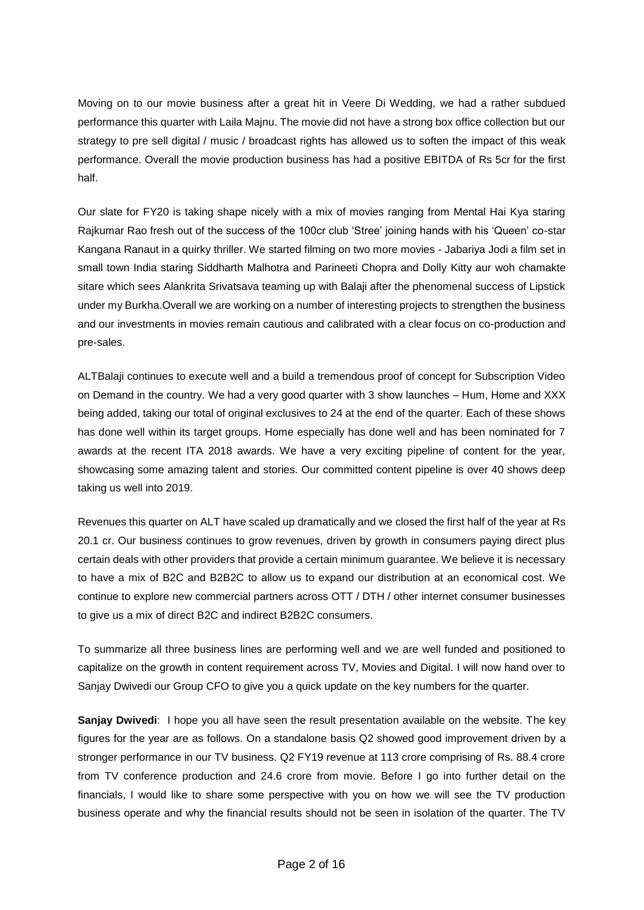Moving on to our movie business after a great hit in Veere Di Wedding, we had a rather subdued performance this quarter with Laila Majnu. The movie did not have a strong box office collection but our strategy to pre sell digital / music / broadcast rights has allowed us to soften the impact of this weak performance. Overall the movie production business has had a positive EBITDA of Rs 5cr for the first half.

Our slate for FY20 is taking shape nicely with a mix of movies ranging from Mental Hai Kya staring Rajkumar Rao fresh out of the success of the 100cr club 'Stree' joining hands with his 'Queen' co-star Kangana Ranaut in a quirky thriller. We started filming on two more movies - Jabariya Jodi a film set in small town India staring Siddharth Malhotra and Parineeti Chopra and Dolly Kitty aur woh chamakte sitare which sees Alankrita Srivatsava teaming up with Balaji after the phenomenal success of Lipstick under my Burkha.Overall we are working on a number of interesting projects to strengthen the business and our investments in movies remain cautious and calibrated with a clear focus on co-production and pre-sales.

ALTBalaji continues to execute well and a build a tremendous proof of concept for Subscription Video on Demand in the country. We had a very good quarter with 3 show launches – Hum, Home and XXX being added, taking our total of original exclusives to 24 at the end of the quarter. Each of these shows has done well within its target groups. Home especially has done well and has been nominated for 7 awards at the recent ITA 2018 awards. We have a very exciting pipeline of content for the year, showcasing some amazing talent and stories. Our committed content pipeline is over 40 shows deep taking us well into 2019.

Revenues this quarter on ALT have scaled up dramatically and we closed the first half of the year at Rs 20.1 cr. Our business continues to grow revenues, driven by growth in consumers paying direct plus certain deals with other providers that provide a certain minimum guarantee. We believe it is necessary to have a mix of B2C and B2B2C to allow us to expand our distribution at an economical cost. We continue to explore new commercial partners across OTT / DTH / other internet consumer businesses to give us a mix of direct B2C and indirect B2B2C consumers.

To summarize all three business lines are performing well and we are well funded and positioned to capitalize on the growth in content requirement across TV, Movies and Digital. I will now hand over to Sanjay Dwivedi our Group CFO to give you a quick update on the key numbers for the quarter.

**Sanjay Dwivedi**: I hope you all have seen the result presentation available on the website. The key figures for the year are as follows. On a standalone basis Q2 showed good improvement driven by a stronger performance in our TV business. Q2 FY19 revenue at 113 crore comprising of Rs. 88.4 crore from TV conference production and 24.6 crore from movie. Before I go into further detail on the financials, I would like to share some perspective with you on how we will see the TV production business operate and why the financial results should not be seen in isolation of the quarter. The TV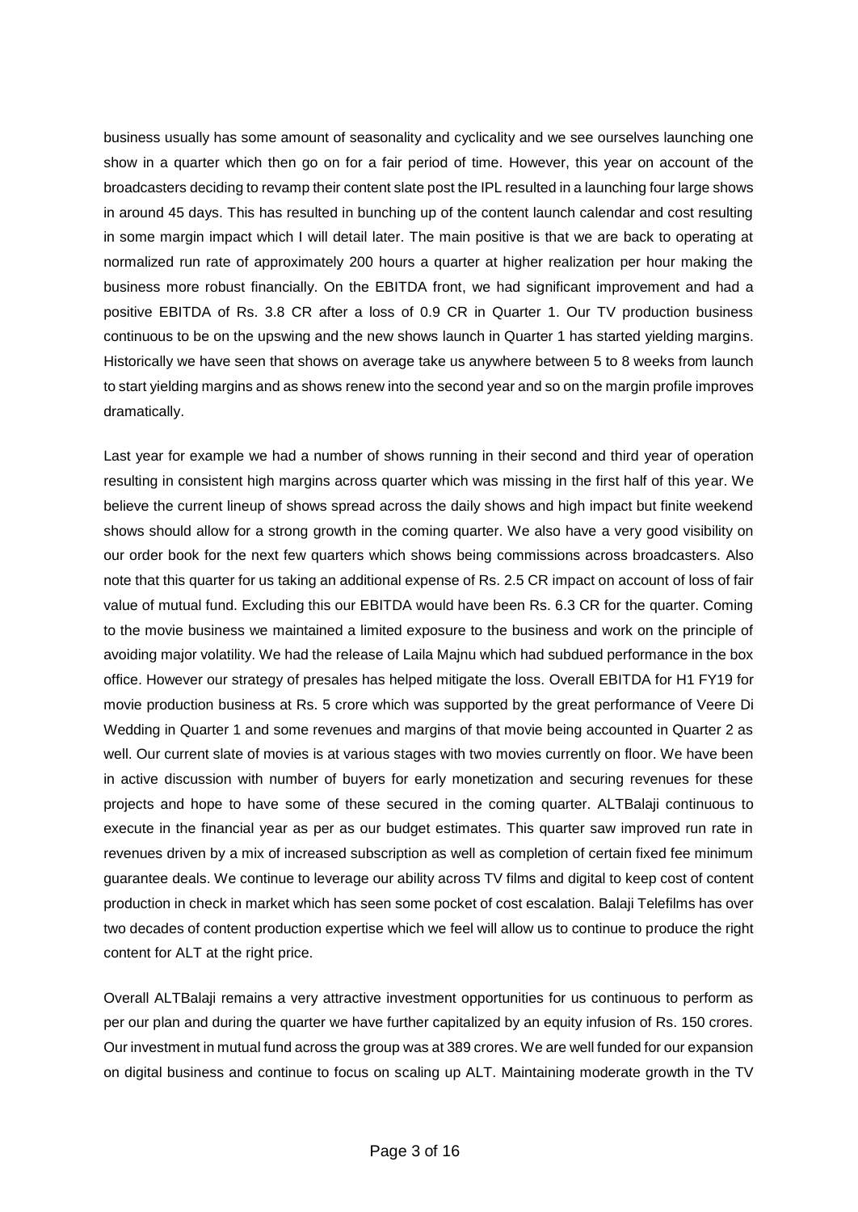business usually has some amount of seasonality and cyclicality and we see ourselves launching one show in a quarter which then go on for a fair period of time. However, this year on account of the broadcasters deciding to revamp their content slate post the IPL resulted in a launching four large shows in around 45 days. This has resulted in bunching up of the content launch calendar and cost resulting in some margin impact which I will detail later. The main positive is that we are back to operating at normalized run rate of approximately 200 hours a quarter at higher realization per hour making the business more robust financially. On the EBITDA front, we had significant improvement and had a positive EBITDA of Rs. 3.8 CR after a loss of 0.9 CR in Quarter 1. Our TV production business continuous to be on the upswing and the new shows launch in Quarter 1 has started yielding margins. Historically we have seen that shows on average take us anywhere between 5 to 8 weeks from launch to start yielding margins and as shows renew into the second year and so on the margin profile improves dramatically.

Last year for example we had a number of shows running in their second and third year of operation resulting in consistent high margins across quarter which was missing in the first half of this year. We believe the current lineup of shows spread across the daily shows and high impact but finite weekend shows should allow for a strong growth in the coming quarter. We also have a very good visibility on our order book for the next few quarters which shows being commissions across broadcasters. Also note that this quarter for us taking an additional expense of Rs. 2.5 CR impact on account of loss of fair value of mutual fund. Excluding this our EBITDA would have been Rs. 6.3 CR for the quarter. Coming to the movie business we maintained a limited exposure to the business and work on the principle of avoiding major volatility. We had the release of Laila Majnu which had subdued performance in the box office. However our strategy of presales has helped mitigate the loss. Overall EBITDA for H1 FY19 for movie production business at Rs. 5 crore which was supported by the great performance of Veere Di Wedding in Quarter 1 and some revenues and margins of that movie being accounted in Quarter 2 as well. Our current slate of movies is at various stages with two movies currently on floor. We have been in active discussion with number of buyers for early monetization and securing revenues for these projects and hope to have some of these secured in the coming quarter. ALTBalaji continuous to execute in the financial year as per as our budget estimates. This quarter saw improved run rate in revenues driven by a mix of increased subscription as well as completion of certain fixed fee minimum guarantee deals. We continue to leverage our ability across TV films and digital to keep cost of content production in check in market which has seen some pocket of cost escalation. Balaji Telefilms has over two decades of content production expertise which we feel will allow us to continue to produce the right content for ALT at the right price.

Overall ALTBalaji remains a very attractive investment opportunities for us continuous to perform as per our plan and during the quarter we have further capitalized by an equity infusion of Rs. 150 crores. Our investment in mutual fund across the group was at 389 crores. We are well funded for our expansion on digital business and continue to focus on scaling up ALT. Maintaining moderate growth in the TV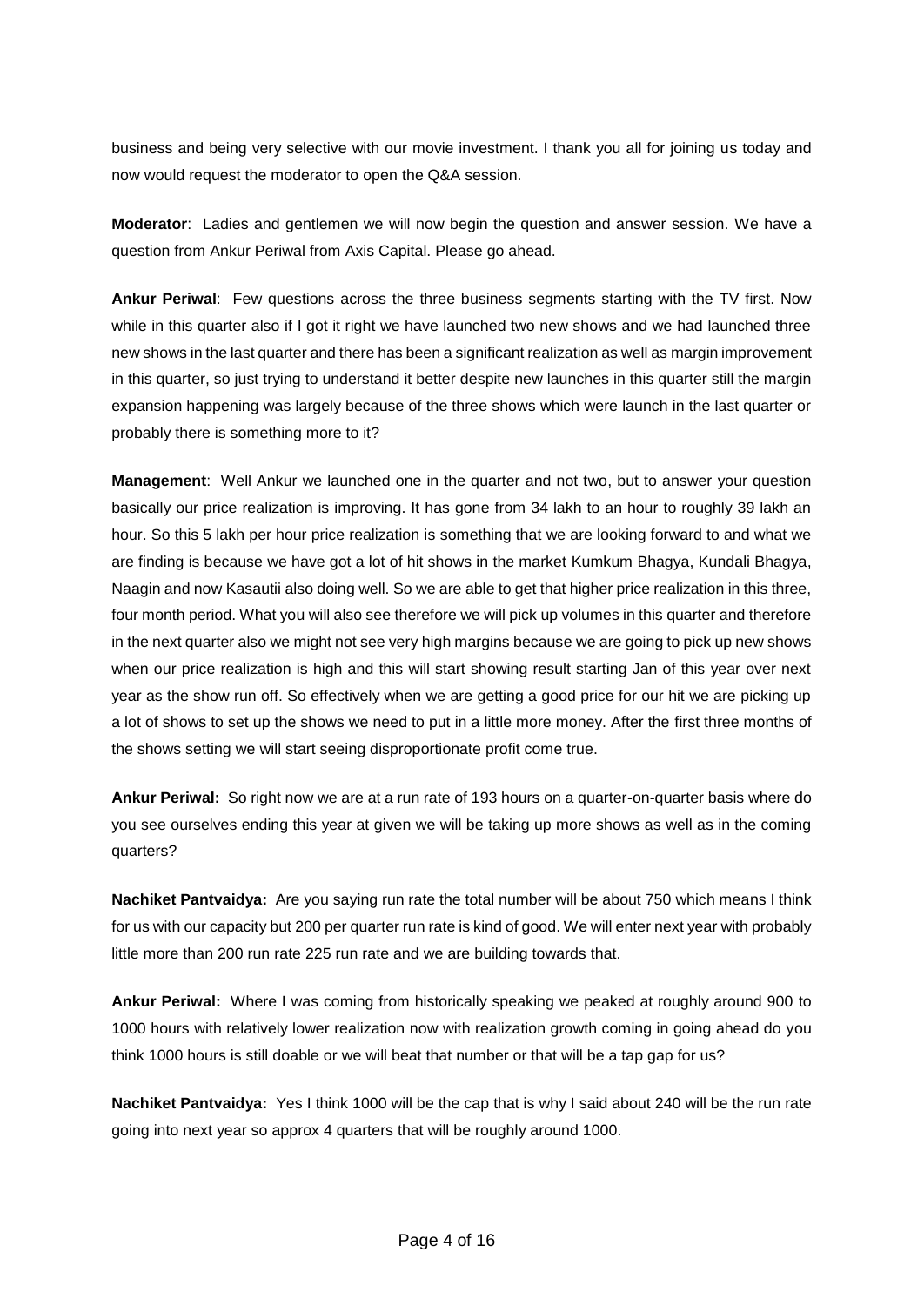business and being very selective with our movie investment. I thank you all for joining us today and now would request the moderator to open the Q&A session.

**Moderator**: Ladies and gentlemen we will now begin the question and answer session. We have a question from Ankur Periwal from Axis Capital. Please go ahead.

**Ankur Periwal**: Few questions across the three business segments starting with the TV first. Now while in this quarter also if I got it right we have launched two new shows and we had launched three new shows in the last quarter and there has been a significant realization as well as margin improvement in this quarter, so just trying to understand it better despite new launches in this quarter still the margin expansion happening was largely because of the three shows which were launch in the last quarter or probably there is something more to it?

**Management**: Well Ankur we launched one in the quarter and not two, but to answer your question basically our price realization is improving. It has gone from 34 lakh to an hour to roughly 39 lakh an hour. So this 5 lakh per hour price realization is something that we are looking forward to and what we are finding is because we have got a lot of hit shows in the market Kumkum Bhagya, Kundali Bhagya, Naagin and now Kasautii also doing well. So we are able to get that higher price realization in this three, four month period. What you will also see therefore we will pick up volumes in this quarter and therefore in the next quarter also we might not see very high margins because we are going to pick up new shows when our price realization is high and this will start showing result starting Jan of this year over next year as the show run off. So effectively when we are getting a good price for our hit we are picking up a lot of shows to set up the shows we need to put in a little more money. After the first three months of the shows setting we will start seeing disproportionate profit come true.

**Ankur Periwal:** So right now we are at a run rate of 193 hours on a quarter-on-quarter basis where do you see ourselves ending this year at given we will be taking up more shows as well as in the coming quarters?

**Nachiket Pantvaidya:** Are you saying run rate the total number will be about 750 which means I think for us with our capacity but 200 per quarter run rate is kind of good. We will enter next year with probably little more than 200 run rate 225 run rate and we are building towards that.

**Ankur Periwal:** Where I was coming from historically speaking we peaked at roughly around 900 to 1000 hours with relatively lower realization now with realization growth coming in going ahead do you think 1000 hours is still doable or we will beat that number or that will be a tap gap for us?

**Nachiket Pantvaidya:** Yes I think 1000 will be the cap that is why I said about 240 will be the run rate going into next year so approx 4 quarters that will be roughly around 1000.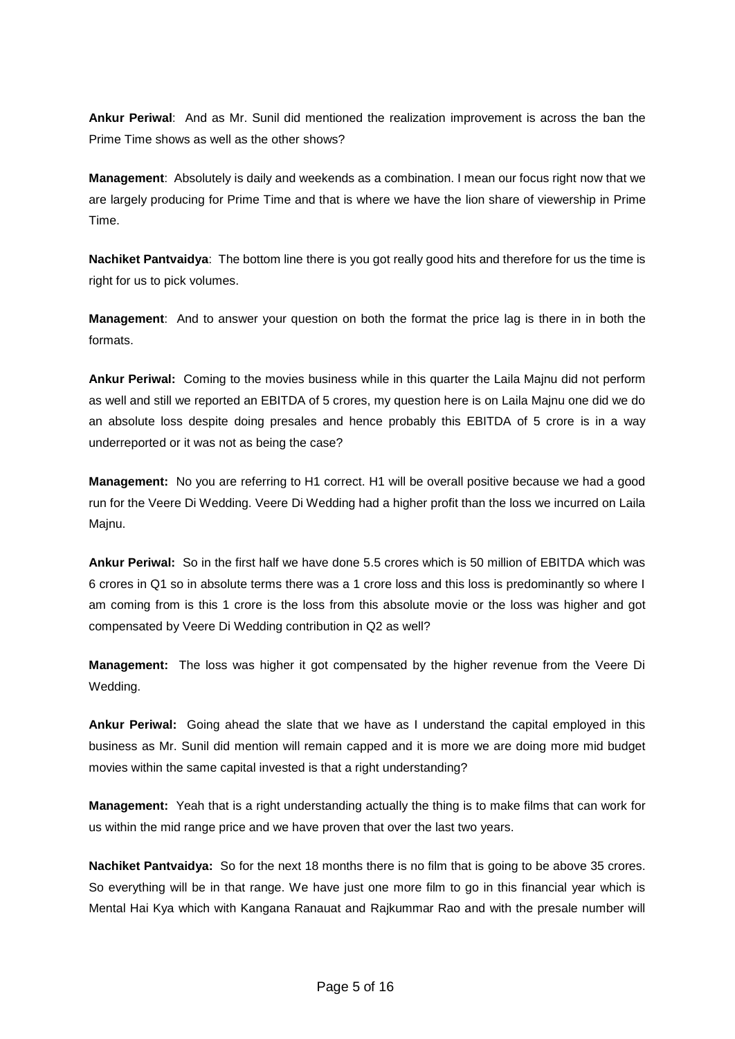**Ankur Periwal**: And as Mr. Sunil did mentioned the realization improvement is across the ban the Prime Time shows as well as the other shows?

**Management**: Absolutely is daily and weekends as a combination. I mean our focus right now that we are largely producing for Prime Time and that is where we have the lion share of viewership in Prime Time.

**Nachiket Pantvaidya**: The bottom line there is you got really good hits and therefore for us the time is right for us to pick volumes.

**Management**: And to answer your question on both the format the price lag is there in in both the formats.

**Ankur Periwal:** Coming to the movies business while in this quarter the Laila Majnu did not perform as well and still we reported an EBITDA of 5 crores, my question here is on Laila Majnu one did we do an absolute loss despite doing presales and hence probably this EBITDA of 5 crore is in a way underreported or it was not as being the case?

**Management:** No you are referring to H1 correct. H1 will be overall positive because we had a good run for the Veere Di Wedding. Veere Di Wedding had a higher profit than the loss we incurred on Laila Majnu.

**Ankur Periwal:** So in the first half we have done 5.5 crores which is 50 million of EBITDA which was 6 crores in Q1 so in absolute terms there was a 1 crore loss and this loss is predominantly so where I am coming from is this 1 crore is the loss from this absolute movie or the loss was higher and got compensated by Veere Di Wedding contribution in Q2 as well?

**Management:** The loss was higher it got compensated by the higher revenue from the Veere Di Wedding.

**Ankur Periwal:** Going ahead the slate that we have as I understand the capital employed in this business as Mr. Sunil did mention will remain capped and it is more we are doing more mid budget movies within the same capital invested is that a right understanding?

**Management:** Yeah that is a right understanding actually the thing is to make films that can work for us within the mid range price and we have proven that over the last two years.

**Nachiket Pantvaidya:** So for the next 18 months there is no film that is going to be above 35 crores. So everything will be in that range. We have just one more film to go in this financial year which is Mental Hai Kya which with Kangana Ranauat and Rajkummar Rao and with the presale number will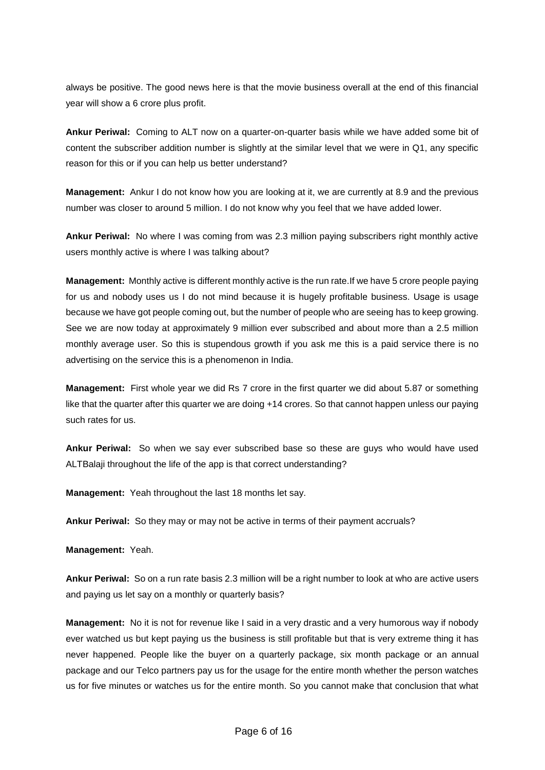always be positive. The good news here is that the movie business overall at the end of this financial year will show a 6 crore plus profit.

**Ankur Periwal:** Coming to ALT now on a quarter-on-quarter basis while we have added some bit of content the subscriber addition number is slightly at the similar level that we were in Q1, any specific reason for this or if you can help us better understand?

**Management:** Ankur I do not know how you are looking at it, we are currently at 8.9 and the previous number was closer to around 5 million. I do not know why you feel that we have added lower.

**Ankur Periwal:** No where I was coming from was 2.3 million paying subscribers right monthly active users monthly active is where I was talking about?

**Management:** Monthly active is different monthly active is the run rate.If we have 5 crore people paying for us and nobody uses us I do not mind because it is hugely profitable business. Usage is usage because we have got people coming out, but the number of people who are seeing has to keep growing. See we are now today at approximately 9 million ever subscribed and about more than a 2.5 million monthly average user. So this is stupendous growth if you ask me this is a paid service there is no advertising on the service this is a phenomenon in India.

**Management:** First whole year we did Rs 7 crore in the first quarter we did about 5.87 or something like that the quarter after this quarter we are doing +14 crores. So that cannot happen unless our paying such rates for us.

**Ankur Periwal:** So when we say ever subscribed base so these are guys who would have used ALTBalaji throughout the life of the app is that correct understanding?

**Management:** Yeah throughout the last 18 months let say.

**Ankur Periwal:** So they may or may not be active in terms of their payment accruals?

**Management:** Yeah.

**Ankur Periwal:** So on a run rate basis 2.3 million will be a right number to look at who are active users and paying us let say on a monthly or quarterly basis?

**Management:** No it is not for revenue like I said in a very drastic and a very humorous way if nobody ever watched us but kept paying us the business is still profitable but that is very extreme thing it has never happened. People like the buyer on a quarterly package, six month package or an annual package and our Telco partners pay us for the usage for the entire month whether the person watches us for five minutes or watches us for the entire month. So you cannot make that conclusion that what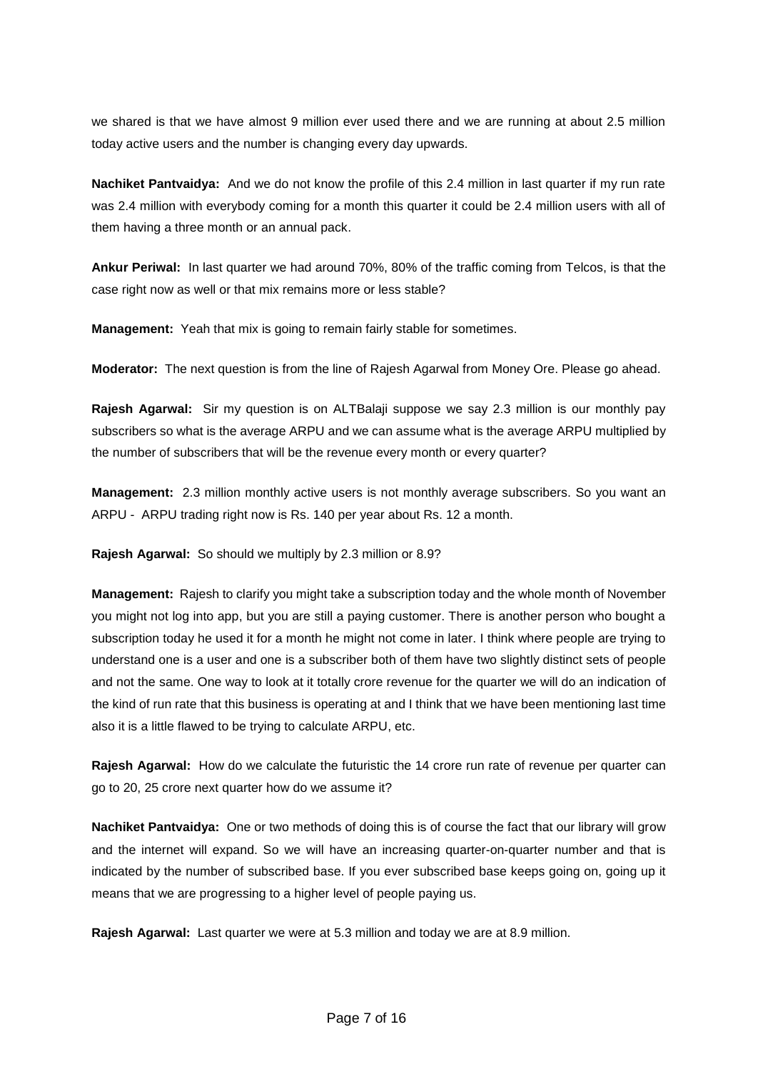we shared is that we have almost 9 million ever used there and we are running at about 2.5 million today active users and the number is changing every day upwards.

**Nachiket Pantvaidya:** And we do not know the profile of this 2.4 million in last quarter if my run rate was 2.4 million with everybody coming for a month this quarter it could be 2.4 million users with all of them having a three month or an annual pack.

**Ankur Periwal:** In last quarter we had around 70%, 80% of the traffic coming from Telcos, is that the case right now as well or that mix remains more or less stable?

**Management:** Yeah that mix is going to remain fairly stable for sometimes.

**Moderator:** The next question is from the line of Rajesh Agarwal from Money Ore. Please go ahead.

**Rajesh Agarwal:** Sir my question is on ALTBalaji suppose we say 2.3 million is our monthly pay subscribers so what is the average ARPU and we can assume what is the average ARPU multiplied by the number of subscribers that will be the revenue every month or every quarter?

**Management:** 2.3 million monthly active users is not monthly average subscribers. So you want an ARPU - ARPU trading right now is Rs. 140 per year about Rs. 12 a month.

**Rajesh Agarwal:** So should we multiply by 2.3 million or 8.9?

**Management:** Rajesh to clarify you might take a subscription today and the whole month of November you might not log into app, but you are still a paying customer. There is another person who bought a subscription today he used it for a month he might not come in later. I think where people are trying to understand one is a user and one is a subscriber both of them have two slightly distinct sets of people and not the same. One way to look at it totally crore revenue for the quarter we will do an indication of the kind of run rate that this business is operating at and I think that we have been mentioning last time also it is a little flawed to be trying to calculate ARPU, etc.

**Rajesh Agarwal:** How do we calculate the futuristic the 14 crore run rate of revenue per quarter can go to 20, 25 crore next quarter how do we assume it?

**Nachiket Pantvaidya:** One or two methods of doing this is of course the fact that our library will grow and the internet will expand. So we will have an increasing quarter-on-quarter number and that is indicated by the number of subscribed base. If you ever subscribed base keeps going on, going up it means that we are progressing to a higher level of people paying us.

**Rajesh Agarwal:** Last quarter we were at 5.3 million and today we are at 8.9 million.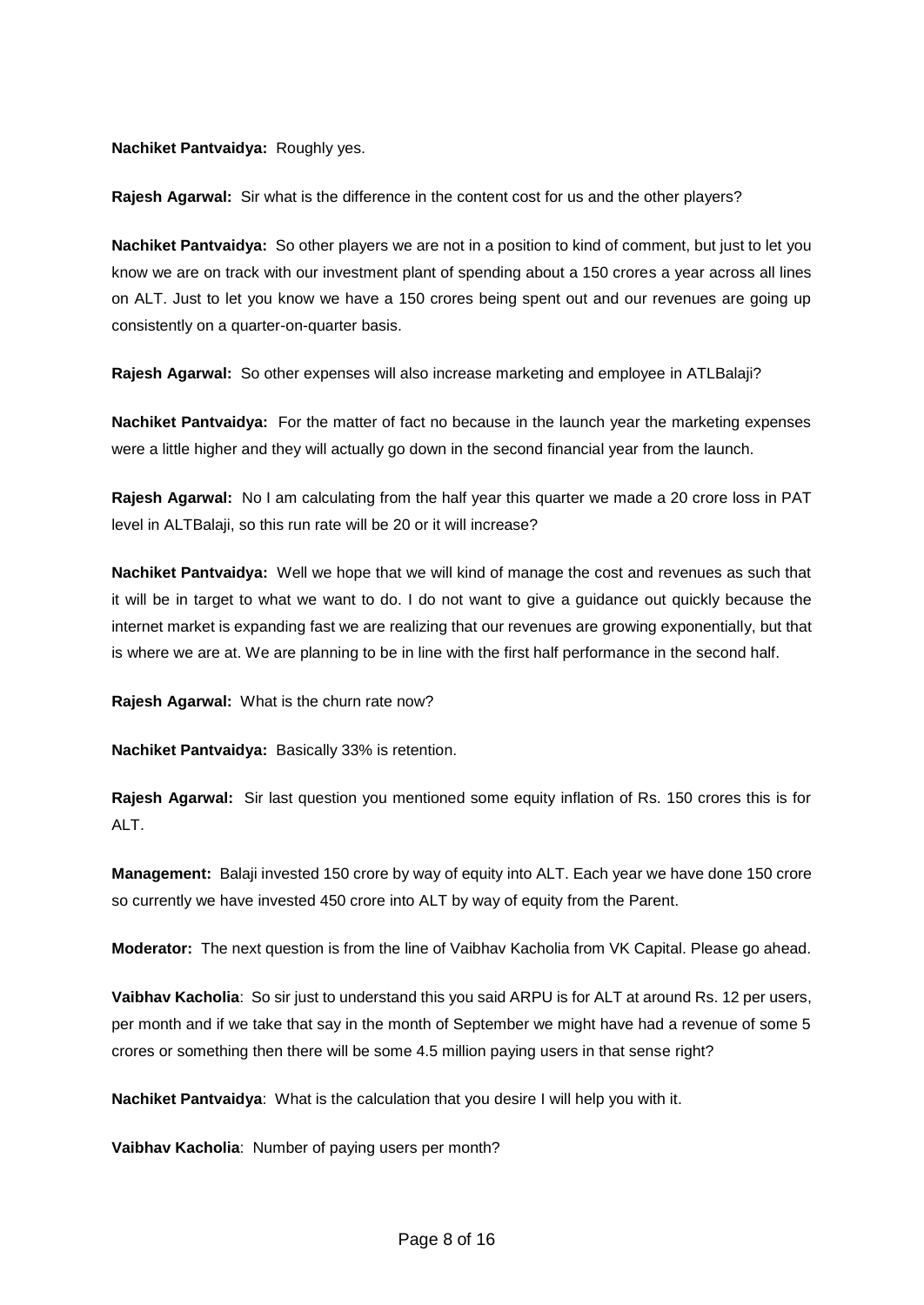**Nachiket Pantvaidya:** Roughly yes.

**Rajesh Agarwal:** Sir what is the difference in the content cost for us and the other players?

**Nachiket Pantvaidya:** So other players we are not in a position to kind of comment, but just to let you know we are on track with our investment plant of spending about a 150 crores a year across all lines on ALT. Just to let you know we have a 150 crores being spent out and our revenues are going up consistently on a quarter-on-quarter basis.

**Rajesh Agarwal:** So other expenses will also increase marketing and employee in ATLBalaji?

**Nachiket Pantvaidya:** For the matter of fact no because in the launch year the marketing expenses were a little higher and they will actually go down in the second financial year from the launch.

**Rajesh Agarwal:** No I am calculating from the half year this quarter we made a 20 crore loss in PAT level in ALTBalaji, so this run rate will be 20 or it will increase?

**Nachiket Pantvaidya:** Well we hope that we will kind of manage the cost and revenues as such that it will be in target to what we want to do. I do not want to give a guidance out quickly because the internet market is expanding fast we are realizing that our revenues are growing exponentially, but that is where we are at. We are planning to be in line with the first half performance in the second half.

**Rajesh Agarwal:** What is the churn rate now?

**Nachiket Pantvaidya:** Basically 33% is retention.

**Rajesh Agarwal:** Sir last question you mentioned some equity inflation of Rs. 150 crores this is for ALT.

**Management:** Balaji invested 150 crore by way of equity into ALT. Each year we have done 150 crore so currently we have invested 450 crore into ALT by way of equity from the Parent.

**Moderator:** The next question is from the line of Vaibhav Kacholia from VK Capital. Please go ahead.

**Vaibhav Kacholia**: So sir just to understand this you said ARPU is for ALT at around Rs. 12 per users, per month and if we take that say in the month of September we might have had a revenue of some 5 crores or something then there will be some 4.5 million paying users in that sense right?

**Nachiket Pantvaidya**: What is the calculation that you desire I will help you with it.

**Vaibhav Kacholia**: Number of paying users per month?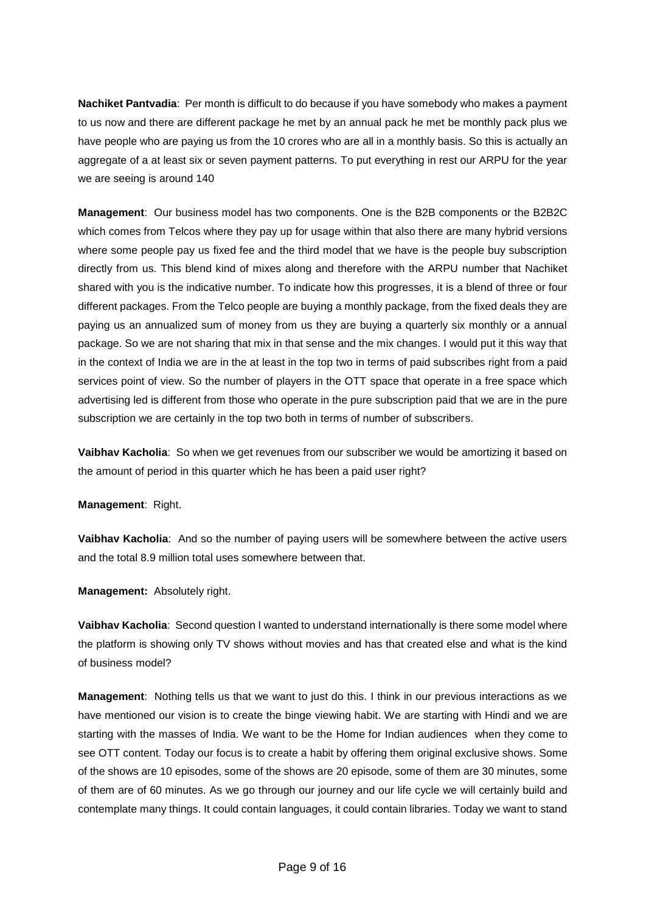**Nachiket Pantvadia**: Per month is difficult to do because if you have somebody who makes a payment to us now and there are different package he met by an annual pack he met be monthly pack plus we have people who are paying us from the 10 crores who are all in a monthly basis. So this is actually an aggregate of a at least six or seven payment patterns. To put everything in rest our ARPU for the year we are seeing is around 140

**Management**: Our business model has two components. One is the B2B components or the B2B2C which comes from Telcos where they pay up for usage within that also there are many hybrid versions where some people pay us fixed fee and the third model that we have is the people buy subscription directly from us. This blend kind of mixes along and therefore with the ARPU number that Nachiket shared with you is the indicative number. To indicate how this progresses, it is a blend of three or four different packages. From the Telco people are buying a monthly package, from the fixed deals they are paying us an annualized sum of money from us they are buying a quarterly six monthly or a annual package. So we are not sharing that mix in that sense and the mix changes. I would put it this way that in the context of India we are in the at least in the top two in terms of paid subscribes right from a paid services point of view. So the number of players in the OTT space that operate in a free space which advertising led is different from those who operate in the pure subscription paid that we are in the pure subscription we are certainly in the top two both in terms of number of subscribers.

**Vaibhav Kacholia**: So when we get revenues from our subscriber we would be amortizing it based on the amount of period in this quarter which he has been a paid user right?

**Management**: Right.

**Vaibhav Kacholia**: And so the number of paying users will be somewhere between the active users and the total 8.9 million total uses somewhere between that.

**Management:** Absolutely right.

**Vaibhav Kacholia**: Second question I wanted to understand internationally is there some model where the platform is showing only TV shows without movies and has that created else and what is the kind of business model?

**Management**: Nothing tells us that we want to just do this. I think in our previous interactions as we have mentioned our vision is to create the binge viewing habit. We are starting with Hindi and we are starting with the masses of India. We want to be the Home for Indian audiences when they come to see OTT content. Today our focus is to create a habit by offering them original exclusive shows. Some of the shows are 10 episodes, some of the shows are 20 episode, some of them are 30 minutes, some of them are of 60 minutes. As we go through our journey and our life cycle we will certainly build and contemplate many things. It could contain languages, it could contain libraries. Today we want to stand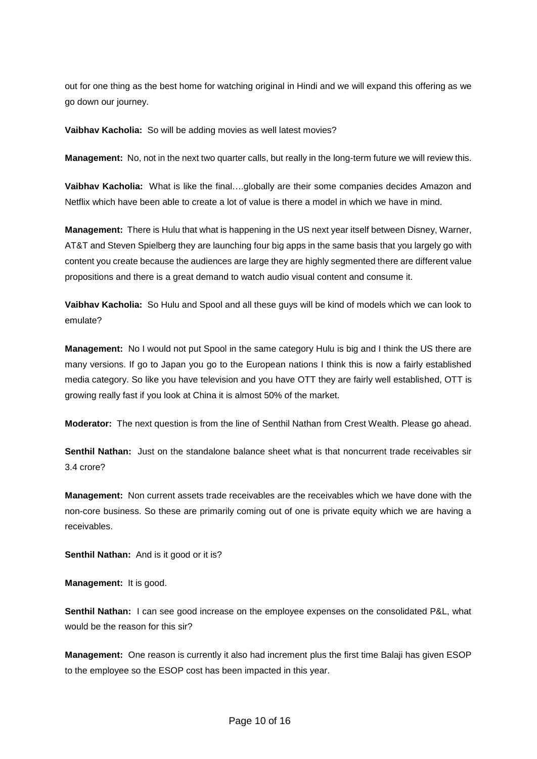out for one thing as the best home for watching original in Hindi and we will expand this offering as we go down our journey.

**Vaibhav Kacholia:** So will be adding movies as well latest movies?

**Management:** No, not in the next two quarter calls, but really in the long-term future we will review this.

**Vaibhav Kacholia:** What is like the final….globally are their some companies decides Amazon and Netflix which have been able to create a lot of value is there a model in which we have in mind.

**Management:** There is Hulu that what is happening in the US next year itself between Disney, Warner, AT&T and Steven Spielberg they are launching four big apps in the same basis that you largely go with content you create because the audiences are large they are highly segmented there are different value propositions and there is a great demand to watch audio visual content and consume it.

**Vaibhav Kacholia:** So Hulu and Spool and all these guys will be kind of models which we can look to emulate?

**Management:** No I would not put Spool in the same category Hulu is big and I think the US there are many versions. If go to Japan you go to the European nations I think this is now a fairly established media category. So like you have television and you have OTT they are fairly well established, OTT is growing really fast if you look at China it is almost 50% of the market.

**Moderator:** The next question is from the line of Senthil Nathan from Crest Wealth. Please go ahead.

**Senthil Nathan:** Just on the standalone balance sheet what is that noncurrent trade receivables sir 3.4 crore?

**Management:** Non current assets trade receivables are the receivables which we have done with the non-core business. So these are primarily coming out of one is private equity which we are having a receivables.

**Senthil Nathan:** And is it good or it is?

**Management:** It is good.

**Senthil Nathan:** I can see good increase on the employee expenses on the consolidated P&L, what would be the reason for this sir?

**Management:** One reason is currently it also had increment plus the first time Balaji has given ESOP to the employee so the ESOP cost has been impacted in this year.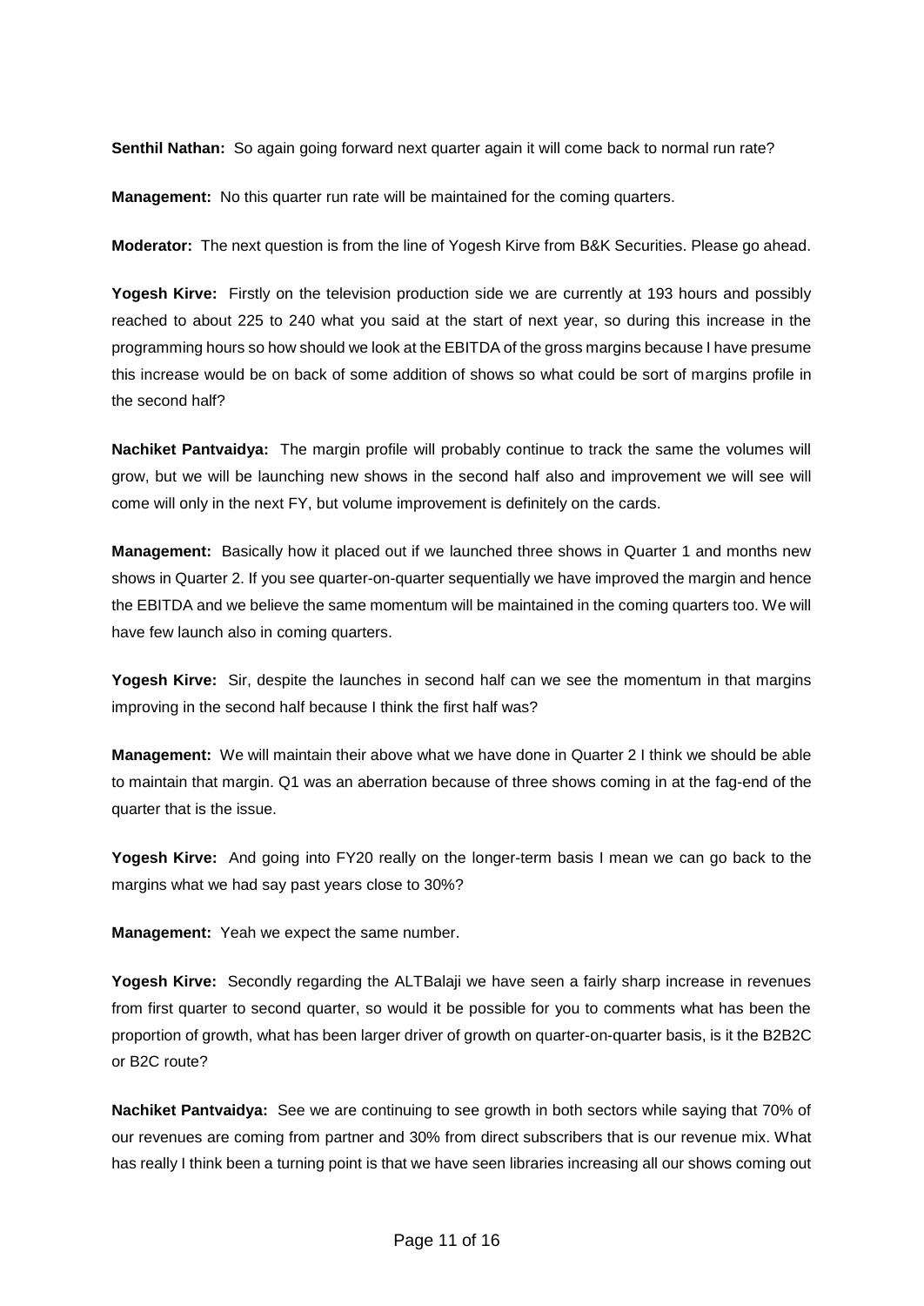**Senthil Nathan:** So again going forward next quarter again it will come back to normal run rate?

**Management:** No this quarter run rate will be maintained for the coming quarters.

**Moderator:** The next question is from the line of Yogesh Kirve from B&K Securities. Please go ahead.

**Yogesh Kirve:** Firstly on the television production side we are currently at 193 hours and possibly reached to about 225 to 240 what you said at the start of next year, so during this increase in the programming hours so how should we look at the EBITDA of the gross margins because I have presume this increase would be on back of some addition of shows so what could be sort of margins profile in the second half?

**Nachiket Pantvaidya:** The margin profile will probably continue to track the same the volumes will grow, but we will be launching new shows in the second half also and improvement we will see will come will only in the next FY, but volume improvement is definitely on the cards.

**Management:** Basically how it placed out if we launched three shows in Quarter 1 and months new shows in Quarter 2. If you see quarter-on-quarter sequentially we have improved the margin and hence the EBITDA and we believe the same momentum will be maintained in the coming quarters too. We will have few launch also in coming quarters.

**Yogesh Kirve:** Sir, despite the launches in second half can we see the momentum in that margins improving in the second half because I think the first half was?

**Management:** We will maintain their above what we have done in Quarter 2 I think we should be able to maintain that margin. Q1 was an aberration because of three shows coming in at the fag-end of the quarter that is the issue.

**Yogesh Kirve:** And going into FY20 really on the longer-term basis I mean we can go back to the margins what we had say past years close to 30%?

**Management:** Yeah we expect the same number.

**Yogesh Kirve:** Secondly regarding the ALTBalaji we have seen a fairly sharp increase in revenues from first quarter to second quarter, so would it be possible for you to comments what has been the proportion of growth, what has been larger driver of growth on quarter-on-quarter basis, is it the B2B2C or B2C route?

**Nachiket Pantvaidya:** See we are continuing to see growth in both sectors while saying that 70% of our revenues are coming from partner and 30% from direct subscribers that is our revenue mix. What has really I think been a turning point is that we have seen libraries increasing all our shows coming out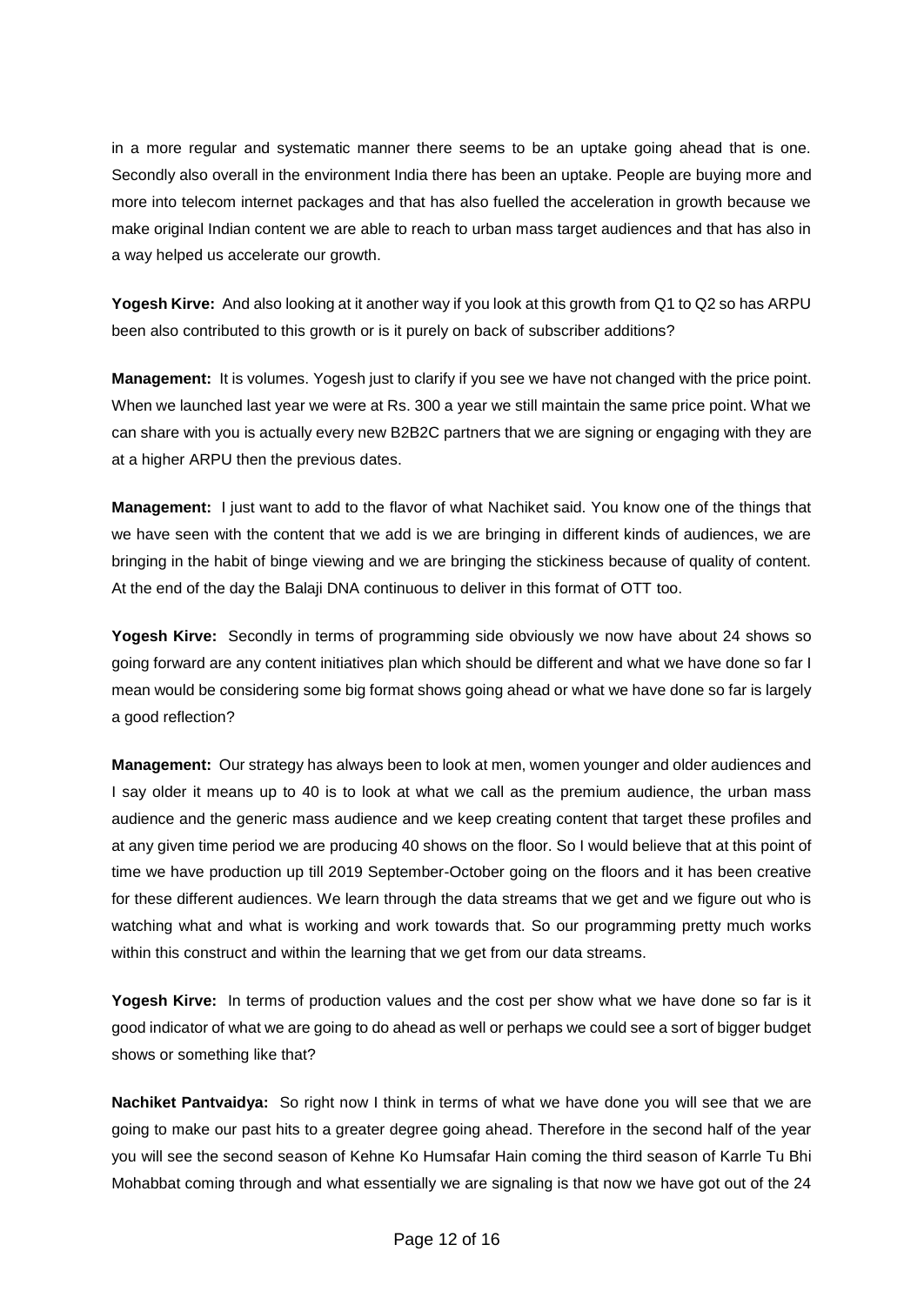in a more regular and systematic manner there seems to be an uptake going ahead that is one. Secondly also overall in the environment India there has been an uptake. People are buying more and more into telecom internet packages and that has also fuelled the acceleration in growth because we make original Indian content we are able to reach to urban mass target audiences and that has also in a way helped us accelerate our growth.

**Yogesh Kirve:** And also looking at it another way if you look at this growth from Q1 to Q2 so has ARPU been also contributed to this growth or is it purely on back of subscriber additions?

**Management:** It is volumes. Yogesh just to clarify if you see we have not changed with the price point. When we launched last year we were at Rs. 300 a year we still maintain the same price point. What we can share with you is actually every new B2B2C partners that we are signing or engaging with they are at a higher ARPU then the previous dates.

**Management:** I just want to add to the flavor of what Nachiket said. You know one of the things that we have seen with the content that we add is we are bringing in different kinds of audiences, we are bringing in the habit of binge viewing and we are bringing the stickiness because of quality of content. At the end of the day the Balaji DNA continuous to deliver in this format of OTT too.

**Yogesh Kirve:** Secondly in terms of programming side obviously we now have about 24 shows so going forward are any content initiatives plan which should be different and what we have done so far I mean would be considering some big format shows going ahead or what we have done so far is largely a good reflection?

**Management:** Our strategy has always been to look at men, women younger and older audiences and I say older it means up to 40 is to look at what we call as the premium audience, the urban mass audience and the generic mass audience and we keep creating content that target these profiles and at any given time period we are producing 40 shows on the floor. So I would believe that at this point of time we have production up till 2019 September-October going on the floors and it has been creative for these different audiences. We learn through the data streams that we get and we figure out who is watching what and what is working and work towards that. So our programming pretty much works within this construct and within the learning that we get from our data streams.

**Yogesh Kirve:** In terms of production values and the cost per show what we have done so far is it good indicator of what we are going to do ahead as well or perhaps we could see a sort of bigger budget shows or something like that?

**Nachiket Pantvaidya:** So right now I think in terms of what we have done you will see that we are going to make our past hits to a greater degree going ahead. Therefore in the second half of the year you will see the second season of Kehne Ko Humsafar Hain coming the third season of Karrle Tu Bhi Mohabbat coming through and what essentially we are signaling is that now we have got out of the 24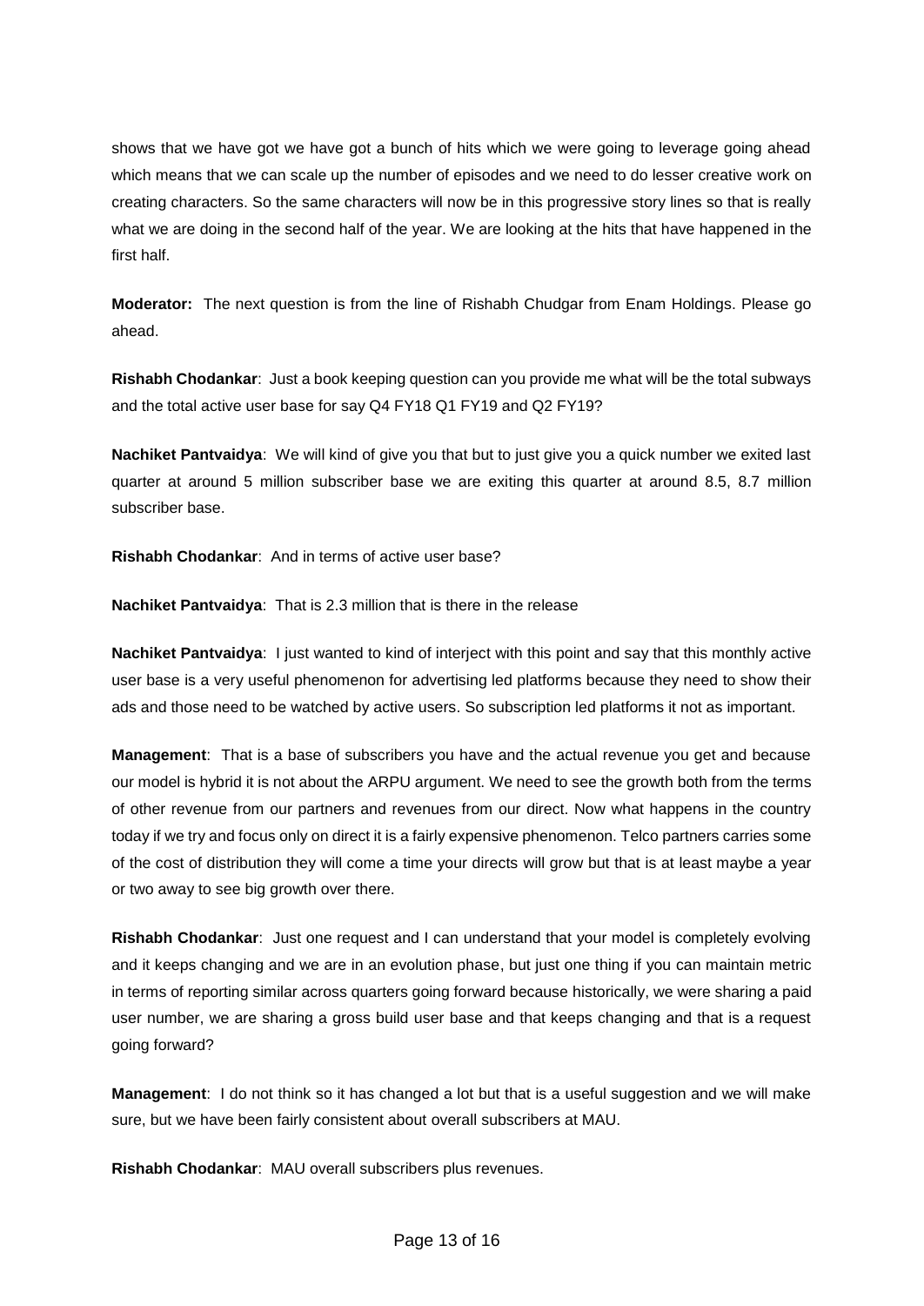shows that we have got we have got a bunch of hits which we were going to leverage going ahead which means that we can scale up the number of episodes and we need to do lesser creative work on creating characters. So the same characters will now be in this progressive story lines so that is really what we are doing in the second half of the year. We are looking at the hits that have happened in the first half.

**Moderator:** The next question is from the line of Rishabh Chudgar from Enam Holdings. Please go ahead.

**Rishabh Chodankar**: Just a book keeping question can you provide me what will be the total subways and the total active user base for say Q4 FY18 Q1 FY19 and Q2 FY19?

**Nachiket Pantvaidya**: We will kind of give you that but to just give you a quick number we exited last quarter at around 5 million subscriber base we are exiting this quarter at around 8.5, 8.7 million subscriber base.

**Rishabh Chodankar**: And in terms of active user base?

**Nachiket Pantvaidya**: That is 2.3 million that is there in the release

**Nachiket Pantvaidya**: I just wanted to kind of interject with this point and say that this monthly active user base is a very useful phenomenon for advertising led platforms because they need to show their ads and those need to be watched by active users. So subscription led platforms it not as important.

**Management**: That is a base of subscribers you have and the actual revenue you get and because our model is hybrid it is not about the ARPU argument. We need to see the growth both from the terms of other revenue from our partners and revenues from our direct. Now what happens in the country today if we try and focus only on direct it is a fairly expensive phenomenon. Telco partners carries some of the cost of distribution they will come a time your directs will grow but that is at least maybe a year or two away to see big growth over there.

**Rishabh Chodankar**: Just one request and I can understand that your model is completely evolving and it keeps changing and we are in an evolution phase, but just one thing if you can maintain metric in terms of reporting similar across quarters going forward because historically, we were sharing a paid user number, we are sharing a gross build user base and that keeps changing and that is a request going forward?

**Management**: I do not think so it has changed a lot but that is a useful suggestion and we will make sure, but we have been fairly consistent about overall subscribers at MAU.

**Rishabh Chodankar**: MAU overall subscribers plus revenues.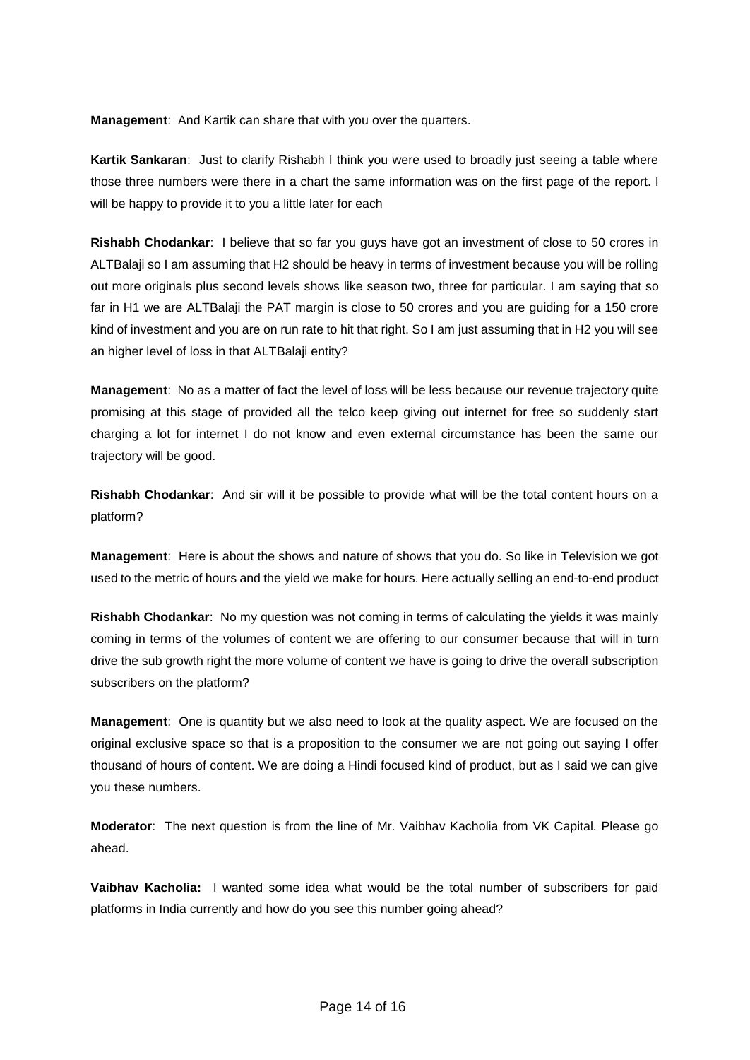**Management**: And Kartik can share that with you over the quarters.

**Kartik Sankaran**: Just to clarify Rishabh I think you were used to broadly just seeing a table where those three numbers were there in a chart the same information was on the first page of the report. I will be happy to provide it to you a little later for each

**Rishabh Chodankar**: I believe that so far you guys have got an investment of close to 50 crores in ALTBalaji so I am assuming that H2 should be heavy in terms of investment because you will be rolling out more originals plus second levels shows like season two, three for particular. I am saying that so far in H1 we are ALTBalaji the PAT margin is close to 50 crores and you are guiding for a 150 crore kind of investment and you are on run rate to hit that right. So I am just assuming that in H2 you will see an higher level of loss in that ALTBalaji entity?

**Management**: No as a matter of fact the level of loss will be less because our revenue trajectory quite promising at this stage of provided all the telco keep giving out internet for free so suddenly start charging a lot for internet I do not know and even external circumstance has been the same our trajectory will be good.

**Rishabh Chodankar**: And sir will it be possible to provide what will be the total content hours on a platform?

**Management**: Here is about the shows and nature of shows that you do. So like in Television we got used to the metric of hours and the yield we make for hours. Here actually selling an end-to-end product

**Rishabh Chodankar**: No my question was not coming in terms of calculating the yields it was mainly coming in terms of the volumes of content we are offering to our consumer because that will in turn drive the sub growth right the more volume of content we have is going to drive the overall subscription subscribers on the platform?

**Management**: One is quantity but we also need to look at the quality aspect. We are focused on the original exclusive space so that is a proposition to the consumer we are not going out saying I offer thousand of hours of content. We are doing a Hindi focused kind of product, but as I said we can give you these numbers.

**Moderator**: The next question is from the line of Mr. Vaibhav Kacholia from VK Capital. Please go ahead.

**Vaibhav Kacholia:** I wanted some idea what would be the total number of subscribers for paid platforms in India currently and how do you see this number going ahead?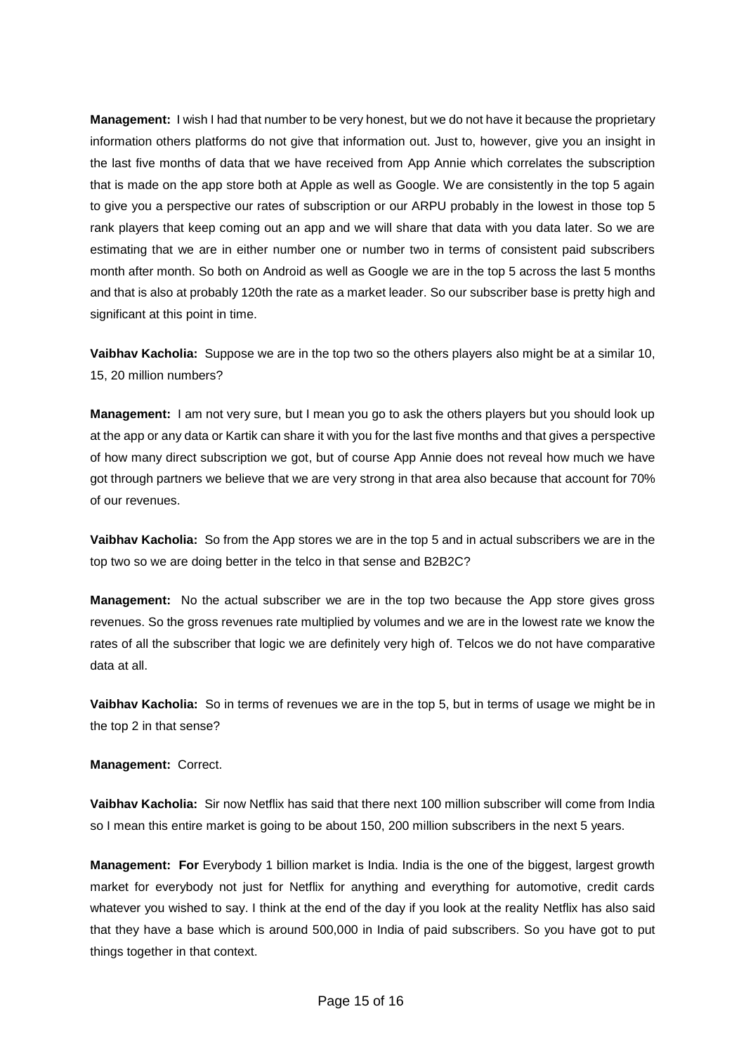**Management:** I wish I had that number to be very honest, but we do not have it because the proprietary information others platforms do not give that information out. Just to, however, give you an insight in the last five months of data that we have received from App Annie which correlates the subscription that is made on the app store both at Apple as well as Google. We are consistently in the top 5 again to give you a perspective our rates of subscription or our ARPU probably in the lowest in those top 5 rank players that keep coming out an app and we will share that data with you data later. So we are estimating that we are in either number one or number two in terms of consistent paid subscribers month after month. So both on Android as well as Google we are in the top 5 across the last 5 months and that is also at probably 120th the rate as a market leader. So our subscriber base is pretty high and significant at this point in time.

**Vaibhav Kacholia:** Suppose we are in the top two so the others players also might be at a similar 10, 15, 20 million numbers?

**Management:** I am not very sure, but I mean you go to ask the others players but you should look up at the app or any data or Kartik can share it with you for the last five months and that gives a perspective of how many direct subscription we got, but of course App Annie does not reveal how much we have got through partners we believe that we are very strong in that area also because that account for 70% of our revenues.

**Vaibhav Kacholia:** So from the App stores we are in the top 5 and in actual subscribers we are in the top two so we are doing better in the telco in that sense and B2B2C?

**Management:** No the actual subscriber we are in the top two because the App store gives gross revenues. So the gross revenues rate multiplied by volumes and we are in the lowest rate we know the rates of all the subscriber that logic we are definitely very high of. Telcos we do not have comparative data at all.

**Vaibhav Kacholia:** So in terms of revenues we are in the top 5, but in terms of usage we might be in the top 2 in that sense?

**Management:** Correct.

**Vaibhav Kacholia:** Sir now Netflix has said that there next 100 million subscriber will come from India so I mean this entire market is going to be about 150, 200 million subscribers in the next 5 years.

**Management:** **For** Everybody 1 billion market is India. India is the one of the biggest, largest growth market for everybody not just for Netflix for anything and everything for automotive, credit cards whatever you wished to say. I think at the end of the day if you look at the reality Netflix has also said that they have a base which is around 500,000 in India of paid subscribers. So you have got to put things together in that context.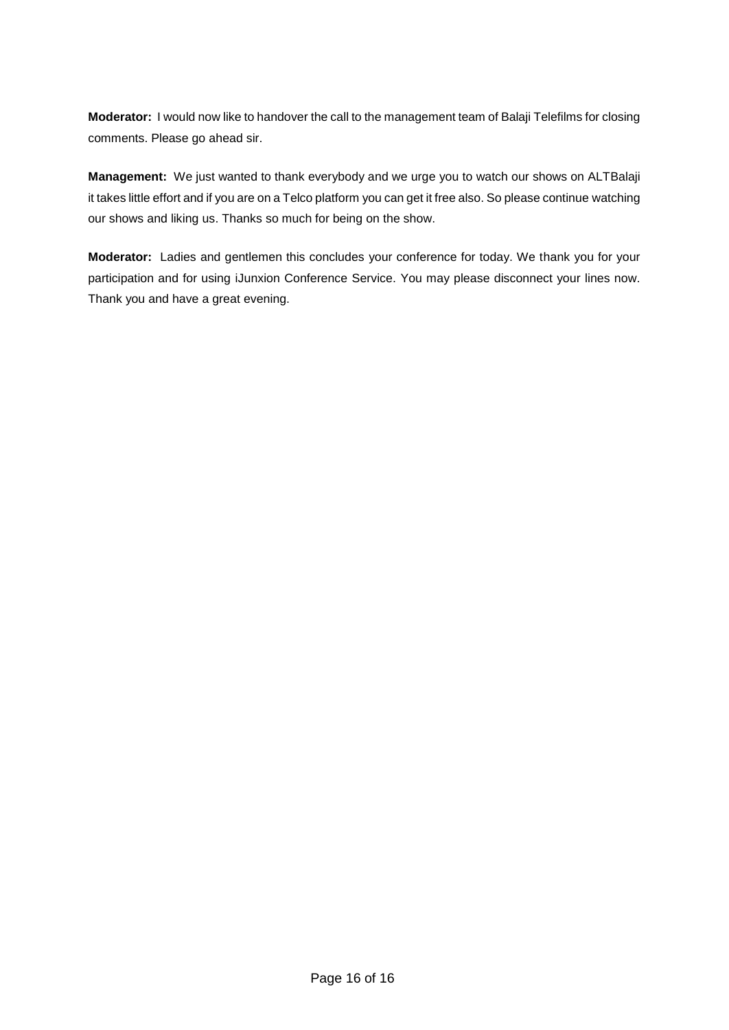**Moderator:** I would now like to handover the call to the management team of Balaji Telefilms for closing comments. Please go ahead sir.

**Management:** We just wanted to thank everybody and we urge you to watch our shows on ALTBalaji it takes little effort and if you are on a Telco platform you can get it free also. So please continue watching our shows and liking us. Thanks so much for being on the show.

**Moderator:** Ladies and gentlemen this concludes your conference for today. We thank you for your participation and for using iJunxion Conference Service. You may please disconnect your lines now. Thank you and have a great evening.